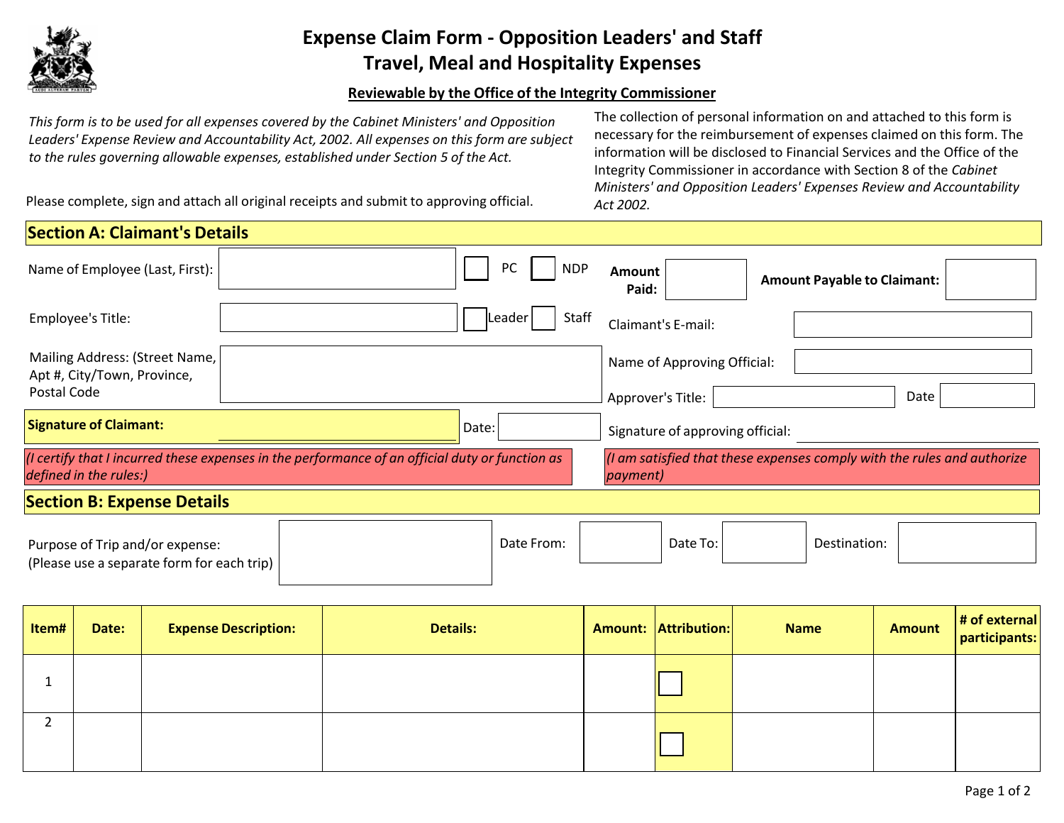# Expense Claim Form - Opposition Leaders' and Staff
# Travel, Meal and Hospitality Expenses

**Reviewable by the Office of the Integrity Commissioner**

*This form is to be used for all expenses covered by the Cabinet Ministers' and Opposition Leaders' Expense Review and Accountability Act, 2002. All expenses on this form are subject to the rules governing allowable expenses, established under Section 5 of the Act.*

Please complete, sign and attach all original receipts and submit to approving official.

The collection of personal information on and attached to this form is necessary for the reimbursement of expenses claimed on this form. The information will be disclosed to Financial Services and the Office of the Integrity Commissioner in accordance with Section 8 of the *Cabinet Ministers' and Opposition Leaders' Expenses Review and Accountability Act 2002.*

## Section A: Claimant's Details

Name of Employee (Last, First): ☐ PC ☐ NDP

**Amount Paid:**

**Amount Payable to Claimant:**

Employee's Title: ☐ Leader ☐ Staff

Claimant's E-mail:

Mailing Address: (Street Name, Apt #, City/Town, Province, Postal Code

Name of Approving Official:

Approver's Title: Date

**Signature of Claimant:** Date:

Signature of approving official:

*(I certify that I incurred these expenses in the performance of an official duty or function as defined in the rules:)*

*(I am satisfied that these expenses comply with the rules and authorize payment)*

## Section B: Expense Details

Purpose of Trip and/or expense:
(Please use a separate form for each trip)

Date From: Date To: Destination:

| Item# | Date: | Expense Description: | Details: | Amount: | Attribution: | Name | Amount | # of external participants: |
|---|---|---|---|---|---|---|---|---|
| 1 | | | | | ☐ | | | |
| 2 | | | | | ☐ | | | |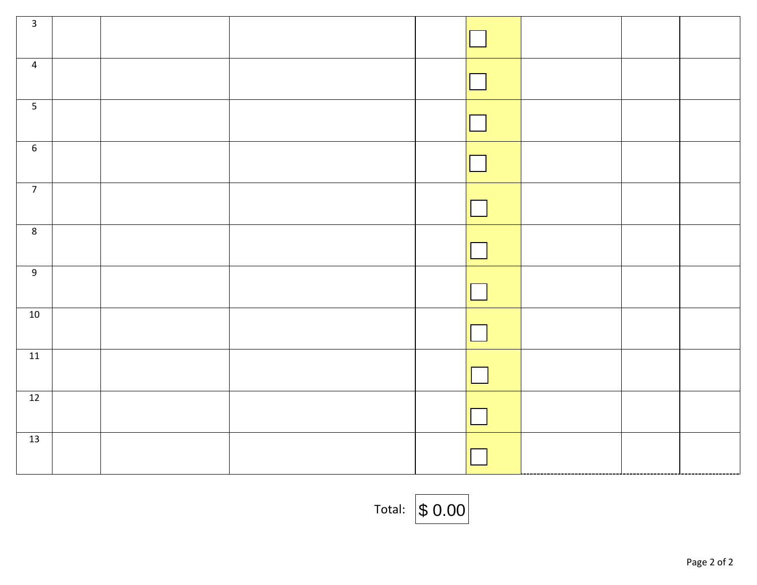| | | | | | | | | |
|---|---|---|---|---|---|---|---|---|
| 3 | | | | | ☐ | | | |
| 4 | | | | | ☐ | | | |
| 5 | | | | | ☐ | | | |
| 6 | | | | | ☐ | | | |
| 7 | | | | | ☐ | | | |
| 8 | | | | | ☐ | | | |
| 9 | | | | | ☐ | | | |
| 10 | | | | | ☐ | | | |
| 11 | | | | | ☐ | | | |
| 12 | | | | | ☐ | | | |
| 13 | | | | | ☐ | | | |

Total: $ 0.00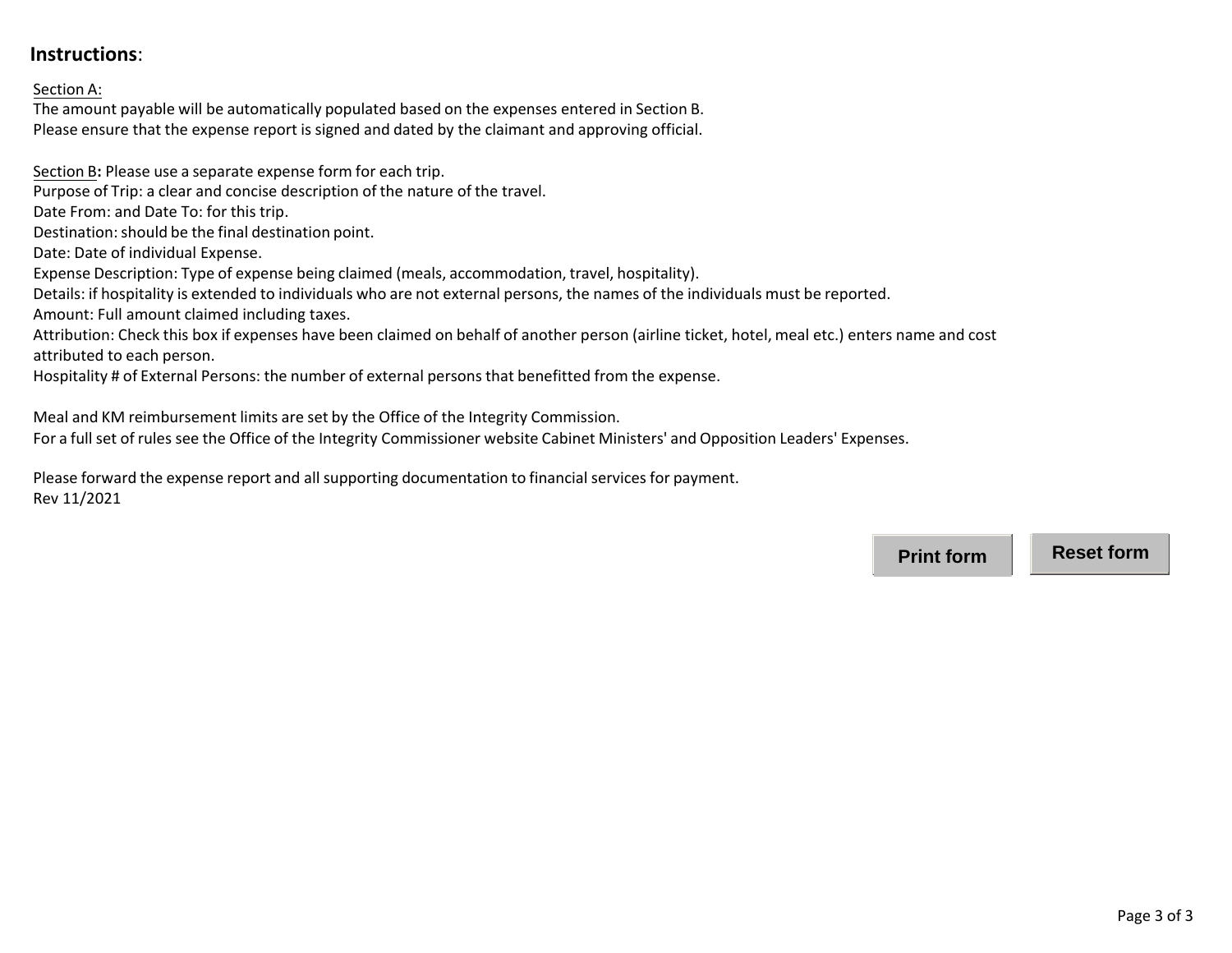## **Instructions**:

Section A:
The amount payable will be automatically populated based on the expenses entered in Section B.
Please ensure that the expense report is signed and dated by the claimant and approving official.

Section B**:** Please use a separate expense form for each trip.
Purpose of Trip: a clear and concise description of the nature of the travel.
Date From: and Date To: for this trip.
Destination: should be the final destination point.
Date: Date of individual Expense.
Expense Description: Type of expense being claimed (meals, accommodation, travel, hospitality).
Details: if hospitality is extended to individuals who are not external persons, the names of the individuals must be reported.
Amount: Full amount claimed including taxes.
Attribution: Check this box if expenses have been claimed on behalf of another person (airline ticket, hotel, meal etc.) enters name and cost attributed to each person.
Hospitality # of External Persons: the number of external persons that benefitted from the expense.

Meal and KM reimbursement limits are set by the Office of the Integrity Commission.
For a full set of rules see the Office of the Integrity Commissioner website Cabinet Ministers' and Opposition Leaders' Expenses.

Please forward the expense report and all supporting documentation to financial services for payment.
Rev 11/2021

Print form Reset form